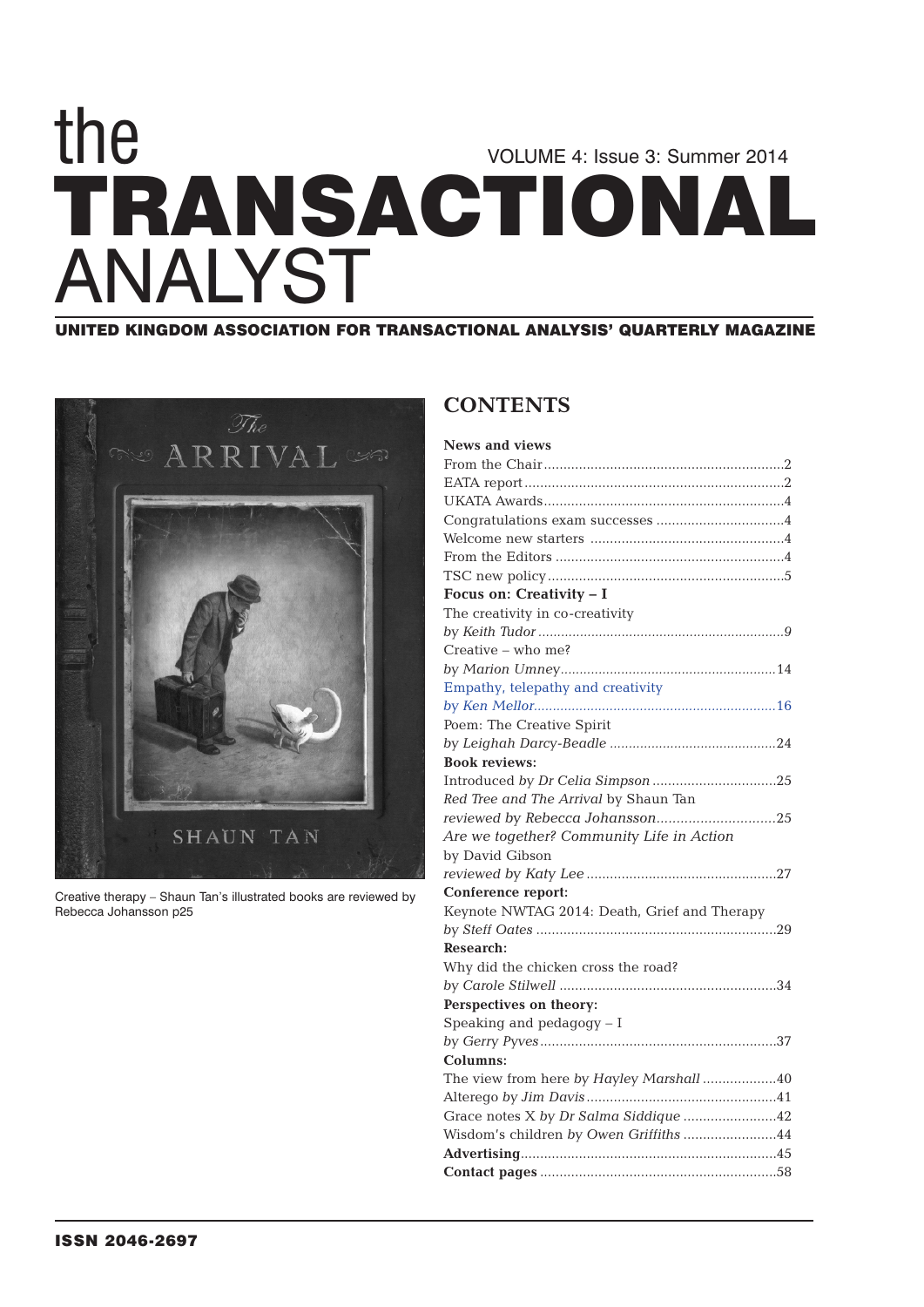# the TRANSACTIONAL ANALYST

VOLUME 4: Issue 3: Summer 2014

**UNITED KINGDOM ASSOCIATION FOR TRANSACTIONAL ANALYSIS' QUARTERLY MAGAZINE**

Creative therapy – Shaun Tan's illustrated books are reviewed by Rebecca Johansson p25

## CONTENTS

**News and views**

From the Chair ....................2
EATA report ....................2
UKATA Awards ....................4
Congratulations exam successes ....................4
Welcome new starters ....................4
From the Editors ....................4
TSC new policy ....................5

**Focus on: Creativity – I**

The creativity in co-creativity
*by Keith Tudor* ....................9

Creative – who me?
*by Marion Umney* ....................14

Empathy, telepathy and creativity
*by Ken Mellor* ....................16

Poem: The Creative Spirit
*by Leighah Darcy-Beadle* ....................24

**Book reviews:**

Introduced by *Dr Celia Simpson* ....................25

*Red Tree* and *The Arrival* by Shaun Tan
*reviewed by Rebecca Johansson* ....................25

*Are we together? Community Life in Action* by David Gibson
*reviewed by Katy Lee* ....................27

**Conference report:**

Keynote NWTAG 2014: Death, Grief and Therapy
*by Steff Oates* ....................29

**Research:**

Why did the chicken cross the road?
*by Carole Stilwell* ....................34

**Perspectives on theory:**

Speaking and pedagogy – I
*by Gerry Pyves* ....................37

**Columns:**

The view from here *by Hayley Marshall* ....................40
Alterego *by Jim Davis* ....................41
Grace notes X *by Dr Salma Siddique* ....................42
Wisdom's children *by Owen Griffiths* ....................44

**Advertising** ....................45

**Contact pages** ....................58

**ISSN 2046-2697**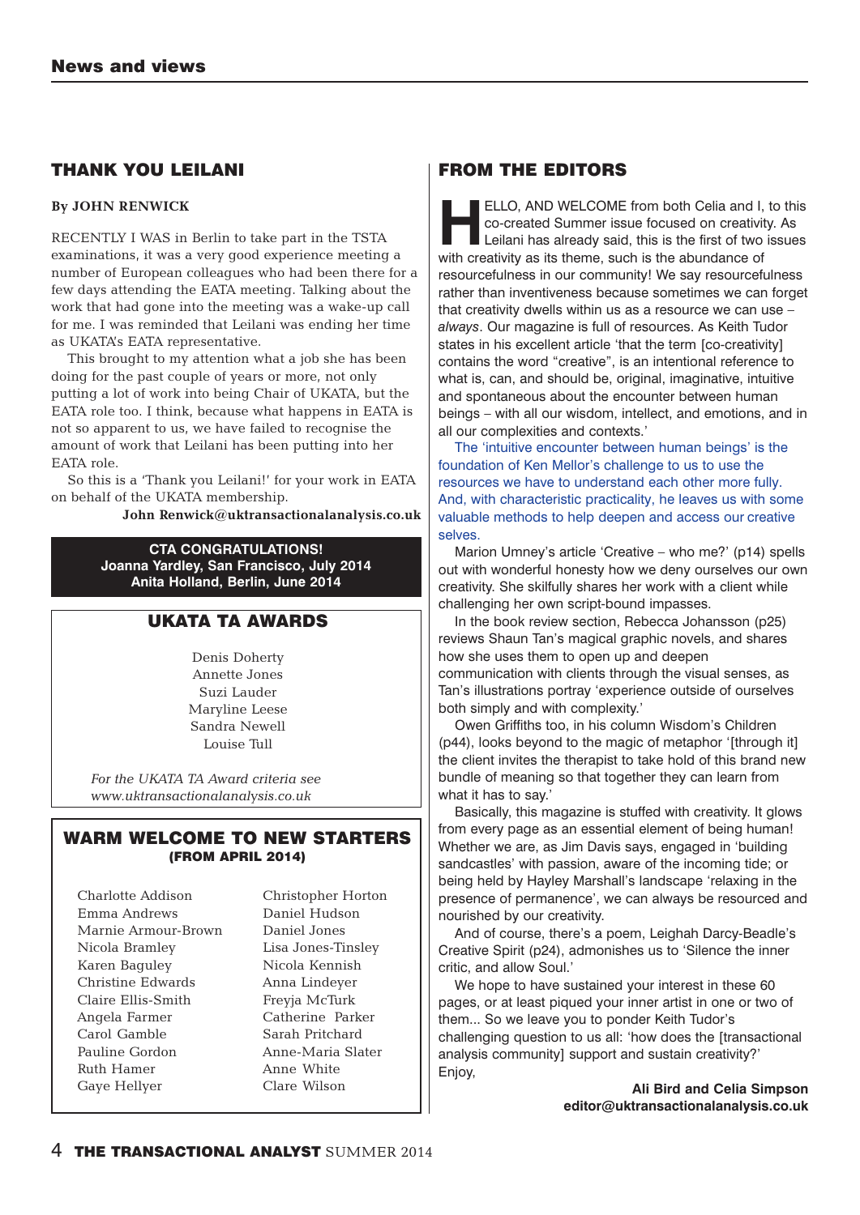## THANK YOU LEILANI

**By JOHN RENWICK**

RECENTLY I WAS in Berlin to take part in the TSTA examinations, it was a very good experience meeting a number of European colleagues who had been there for a few days attending the EATA meeting. Talking about the work that had gone into the meeting was a wake-up call for me. I was reminded that Leilani was ending her time as UKATA's EATA representative.

This brought to my attention what a job she has been doing for the past couple of years or more, not only putting a lot of work into being Chair of UKATA, but the EATA role too. I think, because what happens in EATA is not so apparent to us, we have failed to recognise the amount of work that Leilani has been putting into her EATA role.

So this is a 'Thank you Leilani!' for your work in EATA on behalf of the UKATA membership.

**John Renwick@uktransactionalanalysis.co.uk**

**CTA CONGRATULATIONS!**
**Joanna Yardley, San Francisco, July 2014**
**Anita Holland, Berlin, June 2014**

## UKATA TA AWARDS

Denis Doherty
Annette Jones
Suzi Lauder
Maryline Leese
Sandra Newell
Louise Tull

*For the UKATA TA Award criteria see www.uktransactionalanalysis.co.uk*

## WARM WELCOME TO NEW STARTERS (FROM APRIL 2014)

Charlotte Addison
Emma Andrews
Marnie Armour-Brown
Nicola Bramley
Karen Baguley
Christine Edwards
Claire Ellis-Smith
Angela Farmer
Carol Gamble
Pauline Gordon
Ruth Hamer
Gaye Hellyer
Christopher Horton
Daniel Hudson
Daniel Jones
Lisa Jones-Tinsley
Nicola Kennish
Anna Lindeyer
Freyja McTurk
Catherine Parker
Sarah Pritchard
Anne-Maria Slater
Anne White
Clare Wilson

## FROM THE EDITORS

HELLO, AND WELCOME from both Celia and I, to this co-created Summer issue focused on creativity. As Leilani has already said, this is the first of two issues with creativity as its theme, such is the abundance of resourcefulness in our community! We say resourcefulness rather than inventiveness because sometimes we can forget that creativity dwells within us as a resource we can use – *always*. Our magazine is full of resources. As Keith Tudor states in his excellent article 'that the term [co-creativity] contains the word "creative", is an intentional reference to what is, can, and should be, original, imaginative, intuitive and spontaneous about the encounter between human beings – with all our wisdom, intellect, and emotions, and in all our complexities and contexts.'

The 'intuitive encounter between human beings' is the foundation of Ken Mellor's challenge to us to use the resources we have to understand each other more fully. And, with characteristic practicality, he leaves us with some valuable methods to help deepen and access our creative selves.

Marion Umney's article 'Creative – who me?' (p14) spells out with wonderful honesty how we deny ourselves our own creativity. She skilfully shares her work with a client while challenging her own script-bound impasses.

In the book review section, Rebecca Johansson (p25) reviews Shaun Tan's magical graphic novels, and shares how she uses them to open up and deepen communication with clients through the visual senses, as Tan's illustrations portray 'experience outside of ourselves both simply and with complexity.'

Owen Griffiths too, in his column Wisdom's Children (p44), looks beyond to the magic of metaphor '[through it] the client invites the therapist to take hold of this brand new bundle of meaning so that together they can learn from what it has to say.'

Basically, this magazine is stuffed with creativity. It glows from every page as an essential element of being human! Whether we are, as Jim Davis says, engaged in 'building sandcastles' with passion, aware of the incoming tide; or being held by Hayley Marshall's landscape 'relaxing in the presence of permanence', we can always be resourced and nourished by our creativity.

And of course, there's a poem, Leighah Darcy-Beadle's Creative Spirit (p24), admonishes us to 'Silence the inner critic, and allow Soul.'

We hope to have sustained your interest in these 60 pages, or at least piqued your inner artist in one or two of them... So we leave you to ponder Keith Tudor's challenging question to us all: 'how does the [transactional analysis community] support and sustain creativity?'

Enjoy,

**Ali Bird and Celia Simpson**
**editor@uktransactionalanalysis.co.uk**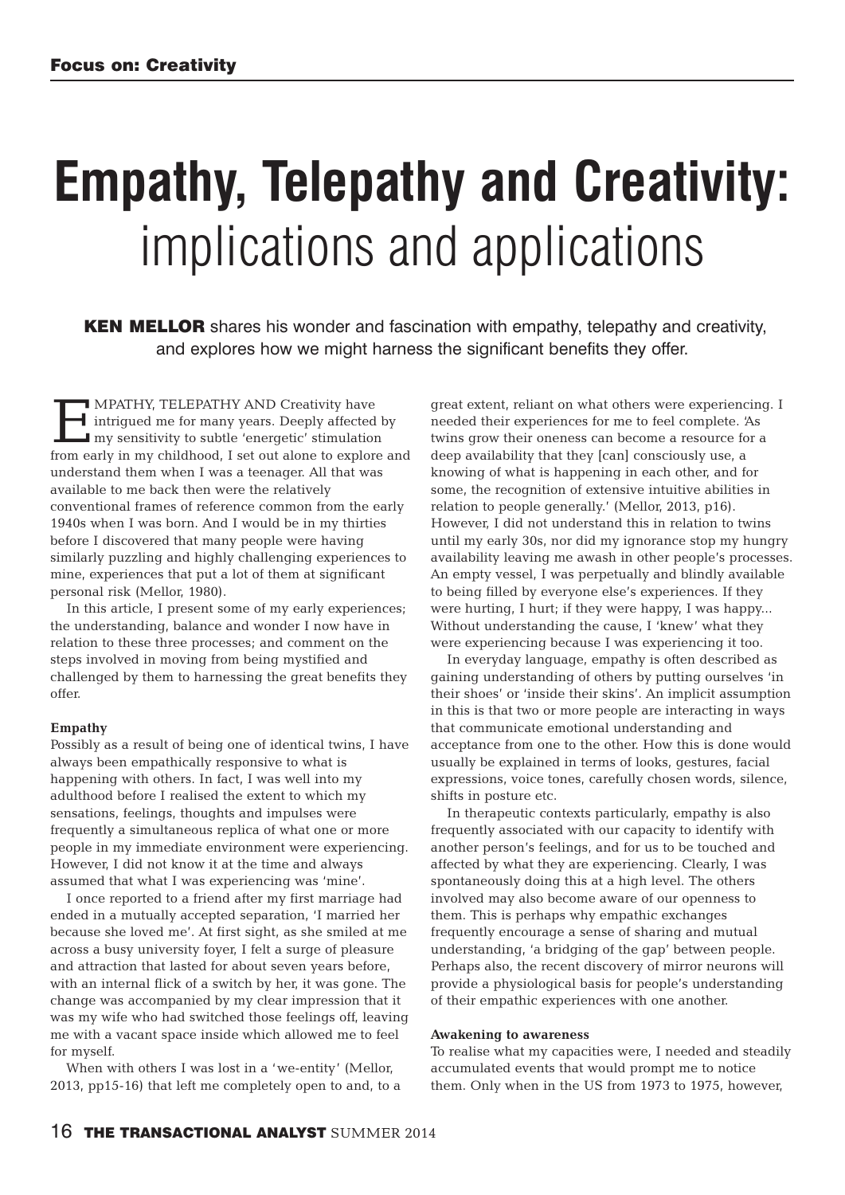# Empathy, Telepathy and Creativity: implications and applications

**KEN MELLOR** shares his wonder and fascination with empathy, telepathy and creativity, and explores how we might harness the significant benefits they offer.

EMPATHY, TELEPATHY AND Creativity have intrigued me for many years. Deeply affected by my sensitivity to subtle 'energetic' stimulation from early in my childhood, I set out alone to explore and understand them when I was a teenager. All that was available to me back then were the relatively conventional frames of reference common from the early 1940s when I was born. And I would be in my thirties before I discovered that many people were having similarly puzzling and highly challenging experiences to mine, experiences that put a lot of them at significant personal risk (Mellor, 1980).

In this article, I present some of my early experiences; the understanding, balance and wonder I now have in relation to these three processes; and comment on the steps involved in moving from being mystified and challenged by them to harnessing the great benefits they offer.

### Empathy

Possibly as a result of being one of identical twins, I have always been empathically responsive to what is happening with others. In fact, I was well into my adulthood before I realised the extent to which my sensations, feelings, thoughts and impulses were frequently a simultaneous replica of what one or more people in my immediate environment were experiencing. However, I did not know it at the time and always assumed that what I was experiencing was 'mine'.

I once reported to a friend after my first marriage had ended in a mutually accepted separation, 'I married her because she loved me'. At first sight, as she smiled at me across a busy university foyer, I felt a surge of pleasure and attraction that lasted for about seven years before, with an internal flick of a switch by her, it was gone. The change was accompanied by my clear impression that it was my wife who had switched those feelings off, leaving me with a vacant space inside which allowed me to feel for myself.

When with others I was lost in a 'we-entity' (Mellor, 2013, pp15-16) that left me completely open to and, to a great extent, reliant on what others were experiencing. I needed their experiences for me to feel complete. 'As twins grow their oneness can become a resource for a deep availability that they [can] consciously use, a knowing of what is happening in each other, and for some, the recognition of extensive intuitive abilities in relation to people generally.' (Mellor, 2013, p16). However, I did not understand this in relation to twins until my early 30s, nor did my ignorance stop my hungry availability leaving me awash in other people's processes. An empty vessel, I was perpetually and blindly available to being filled by everyone else's experiences. If they were hurting, I hurt; if they were happy, I was happy... Without understanding the cause, I 'knew' what they were experiencing because I was experiencing it too.

In everyday language, empathy is often described as gaining understanding of others by putting ourselves 'in their shoes' or 'inside their skins'. An implicit assumption in this is that two or more people are interacting in ways that communicate emotional understanding and acceptance from one to the other. How this is done would usually be explained in terms of looks, gestures, facial expressions, voice tones, carefully chosen words, silence, shifts in posture etc.

In therapeutic contexts particularly, empathy is also frequently associated with our capacity to identify with another person's feelings, and for us to be touched and affected by what they are experiencing. Clearly, I was spontaneously doing this at a high level. The others involved may also become aware of our openness to them. This is perhaps why empathic exchanges frequently encourage a sense of sharing and mutual understanding, 'a bridging of the gap' between people. Perhaps also, the recent discovery of mirror neurons will provide a physiological basis for people's understanding of their empathic experiences with one another.

### Awakening to awareness

To realise what my capacities were, I needed and steadily accumulated events that would prompt me to notice them. Only when in the US from 1973 to 1975, however,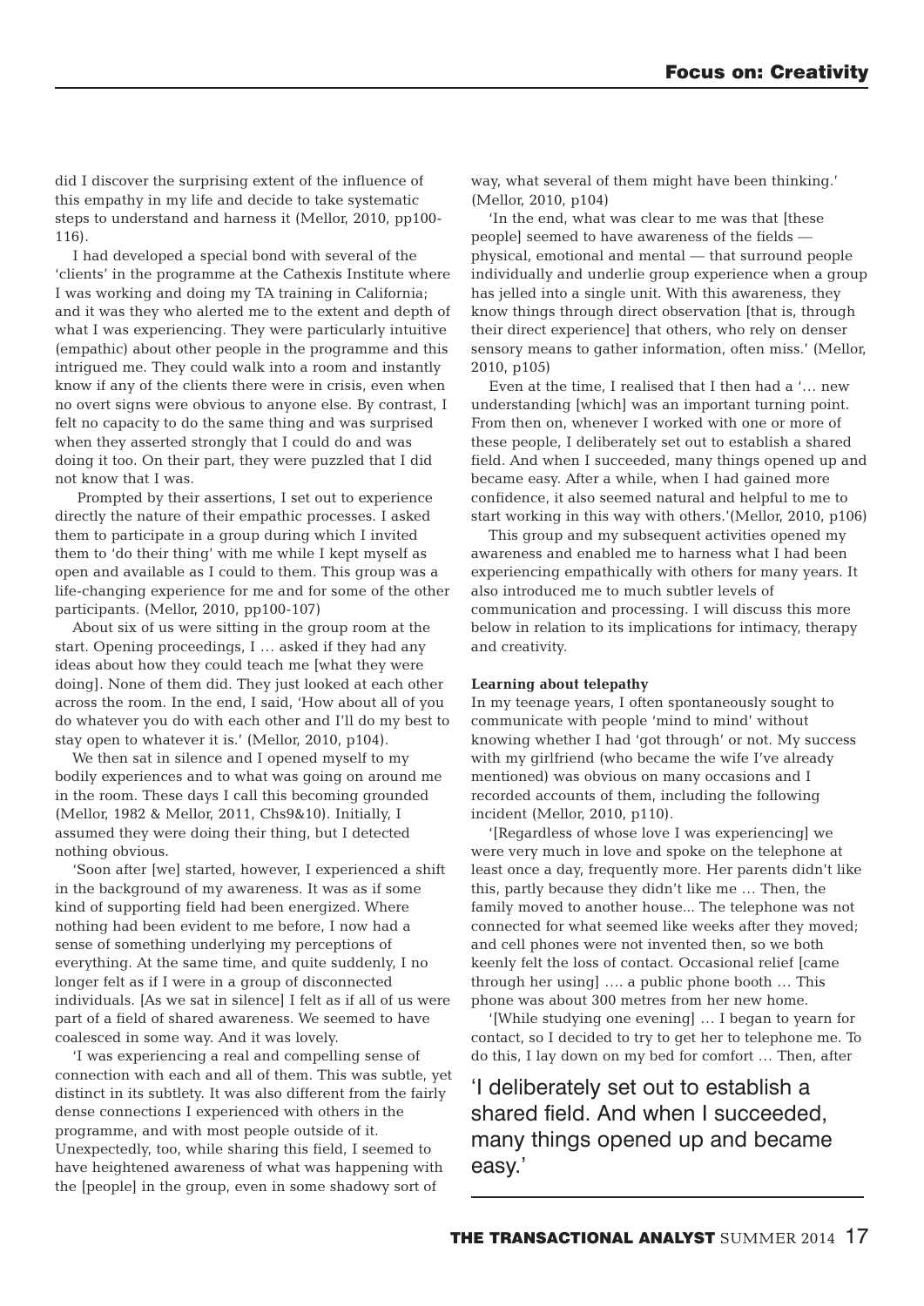did I discover the surprising extent of the influence of this empathy in my life and decide to take systematic steps to understand and harness it (Mellor, 2010, pp100-116).

I had developed a special bond with several of the 'clients' in the programme at the Cathexis Institute where I was working and doing my TA training in California; and it was they who alerted me to the extent and depth of what I was experiencing. They were particularly intuitive (empathic) about other people in the programme and this intrigued me. They could walk into a room and instantly know if any of the clients there were in crisis, even when no overt signs were obvious to anyone else. By contrast, I felt no capacity to do the same thing and was surprised when they asserted strongly that I could do and was doing it too. On their part, they were puzzled that I did not know that I was.

Prompted by their assertions, I set out to experience directly the nature of their empathic processes. I asked them to participate in a group during which I invited them to 'do their thing' with me while I kept myself as open and available as I could to them. This group was a life-changing experience for me and for some of the other participants. (Mellor, 2010, pp100-107)

About six of us were sitting in the group room at the start. Opening proceedings, I … asked if they had any ideas about how they could teach me [what they were doing]. None of them did. They just looked at each other across the room. In the end, I said, 'How about all of you do whatever you do with each other and I'll do my best to stay open to whatever it is.' (Mellor, 2010, p104).

We then sat in silence and I opened myself to my bodily experiences and to what was going on around me in the room. These days I call this becoming grounded (Mellor, 1982 & Mellor, 2011, Chs9&10). Initially, I assumed they were doing their thing, but I detected nothing obvious.

'Soon after [we] started, however, I experienced a shift in the background of my awareness. It was as if some kind of supporting field had been energized. Where nothing had been evident to me before, I now had a sense of something underlying my perceptions of everything. At the same time, and quite suddenly, I no longer felt as if I were in a group of disconnected individuals. [As we sat in silence] I felt as if all of us were part of a field of shared awareness. We seemed to have coalesced in some way. And it was lovely.

'I was experiencing a real and compelling sense of connection with each and all of them. This was subtle, yet distinct in its subtlety. It was also different from the fairly dense connections I experienced with others in the programme, and with most people outside of it. Unexpectedly, too, while sharing this field, I seemed to have heightened awareness of what was happening with the [people] in the group, even in some shadowy sort of way, what several of them might have been thinking.' (Mellor, 2010, p104)

'In the end, what was clear to me was that [these people] seemed to have awareness of the fields — physical, emotional and mental — that surround people individually and underlie group experience when a group has jelled into a single unit. With this awareness, they know things through direct observation [that is, through their direct experience] that others, who rely on denser sensory means to gather information, often miss.' (Mellor, 2010, p105)

Even at the time, I realised that I then had a '… new understanding [which] was an important turning point. From then on, whenever I worked with one or more of these people, I deliberately set out to establish a shared field. And when I succeeded, many things opened up and became easy. After a while, when I had gained more confidence, it also seemed natural and helpful to me to start working in this way with others.'(Mellor, 2010, p106)

This group and my subsequent activities opened my awareness and enabled me to harness what I had been experiencing empathically with others for many years. It also introduced me to much subtler levels of communication and processing. I will discuss this more below in relation to its implications for intimacy, therapy and creativity.

**Learning about telepathy**

In my teenage years, I often spontaneously sought to communicate with people 'mind to mind' without knowing whether I had 'got through' or not. My success with my girlfriend (who became the wife I've already mentioned) was obvious on many occasions and I recorded accounts of them, including the following incident (Mellor, 2010, p110).

'[Regardless of whose love I was experiencing] we were very much in love and spoke on the telephone at least once a day, frequently more. Her parents didn't like this, partly because they didn't like me … Then, the family moved to another house... The telephone was not connected for what seemed like weeks after they moved; and cell phones were not invented then, so we both keenly felt the loss of contact. Occasional relief [came through her using] …. a public phone booth … This phone was about 300 metres from her new home.

'[While studying one evening] … I began to yearn for contact, so I decided to try to get her to telephone me. To do this, I lay down on my bed for comfort … Then, after

'I deliberately set out to establish a shared field. And when I succeeded, many things opened up and became easy.'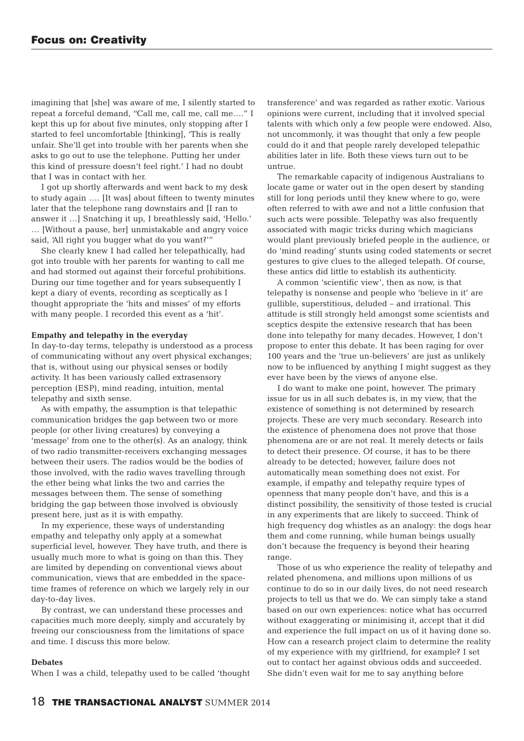imagining that [she] was aware of me, I silently started to repeat a forceful demand, "Call me, call me, call me…." I kept this up for about five minutes, only stopping after I started to feel uncomfortable [thinking], 'This is really unfair. She'll get into trouble with her parents when she asks to go out to use the telephone. Putting her under this kind of pressure doesn't feel right.' I had no doubt that I was in contact with her.

I got up shortly afterwards and went back to my desk to study again …. [It was] about fifteen to twenty minutes later that the telephone rang downstairs and [I ran to answer it …] Snatching it up, I breathlessly said, 'Hello.' … [Without a pause, her] unmistakable and angry voice said, 'All right you bugger what do you want?'"

She clearly knew I had called her telepathically, had got into trouble with her parents for wanting to call me and had stormed out against their forceful prohibitions. During our time together and for years subsequently I kept a diary of events, recording as sceptically as I thought appropriate the 'hits and misses' of my efforts with many people. I recorded this event as a 'hit'.

**Empathy and telepathy in the everyday**

In day-to-day terms, telepathy is understood as a process of communicating without any overt physical exchanges; that is, without using our physical senses or bodily activity. It has been variously called extrasensory perception (ESP), mind reading, intuition, mental telepathy and sixth sense.

As with empathy, the assumption is that telepathic communication bridges the gap between two or more people (or other living creatures) by conveying a 'message' from one to the other(s). As an analogy, think of two radio transmitter-receivers exchanging messages between their users. The radios would be the bodies of those involved, with the radio waves travelling through the ether being what links the two and carries the messages between them. The sense of something bridging the gap between those involved is obviously present here, just as it is with empathy.

In my experience, these ways of understanding empathy and telepathy only apply at a somewhat superficial level, however. They have truth, and there is usually much more to what is going on than this. They are limited by depending on conventional views about communication, views that are embedded in the space-time frames of reference on which we largely rely in our day-to-day lives.

By contrast, we can understand these processes and capacities much more deeply, simply and accurately by freeing our consciousness from the limitations of space and time. I discuss this more below.

**Debates**

When I was a child, telepathy used to be called 'thought transference' and was regarded as rather exotic. Various opinions were current, including that it involved special talents with which only a few people were endowed. Also, not uncommonly, it was thought that only a few people could do it and that people rarely developed telepathic abilities later in life. Both these views turn out to be untrue.

The remarkable capacity of indigenous Australians to locate game or water out in the open desert by standing still for long periods until they knew where to go, were often referred to with awe and not a little confusion that such acts were possible. Telepathy was also frequently associated with magic tricks during which magicians would plant previously briefed people in the audience, or do 'mind reading' stunts using coded statements or secret gestures to give clues to the alleged telepath. Of course, these antics did little to establish its authenticity.

A common 'scientific view', then as now, is that telepathy is nonsense and people who 'believe in it' are gullible, superstitious, deluded – and irrational. This attitude is still strongly held amongst some scientists and sceptics despite the extensive research that has been done into telepathy for many decades. However, I don't propose to enter this debate. It has been raging for over 100 years and the 'true un-believers' are just as unlikely now to be influenced by anything I might suggest as they ever have been by the views of anyone else.

I do want to make one point, however. The primary issue for us in all such debates is, in my view, that the existence of something is not determined by research projects. These are very much secondary. Research into the existence of phenomena does not prove that those phenomena are or are not real. It merely detects or fails to detect their presence. Of course, it has to be there already to be detected; however, failure does not automatically mean something does not exist. For example, if empathy and telepathy require types of openness that many people don't have, and this is a distinct possibility, the sensitivity of those tested is crucial in any experiments that are likely to succeed. Think of high frequency dog whistles as an analogy: the dogs hear them and come running, while human beings usually don't because the frequency is beyond their hearing range.

Those of us who experience the reality of telepathy and related phenomena, and millions upon millions of us continue to do so in our daily lives, do not need research projects to tell us that we do. We can simply take a stand based on our own experiences: notice what has occurred without exaggerating or minimising it, accept that it did and experience the full impact on us of it having done so. How can a research project claim to determine the reality of my experience with my girlfriend, for example? I set out to contact her against obvious odds and succeeded. She didn't even wait for me to say anything before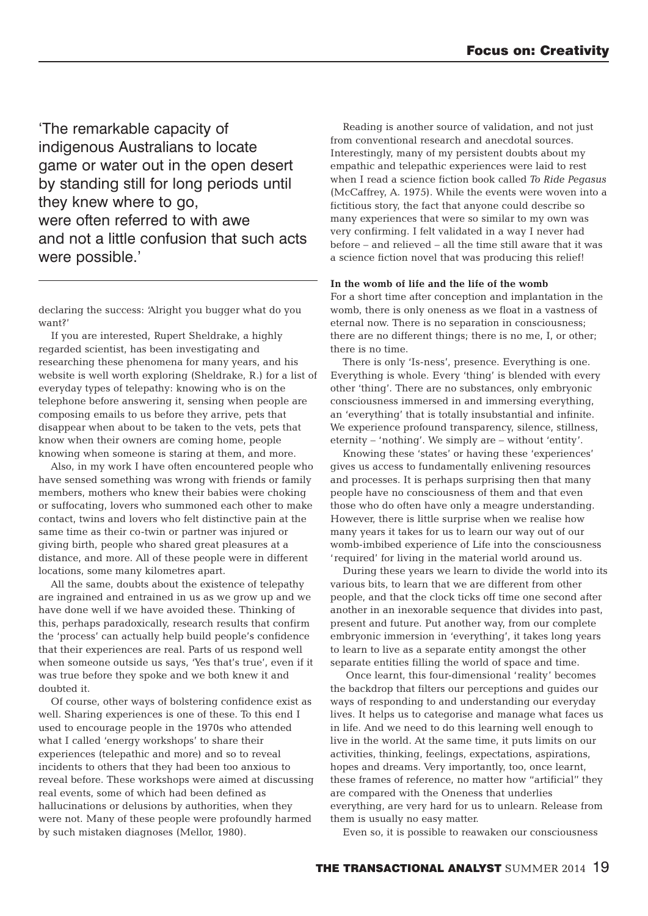'The remarkable capacity of indigenous Australians to locate game or water out in the open desert by standing still for long periods until they knew where to go, were often referred to with awe and not a little confusion that such acts were possible.'

declaring the success: 'Alright you bugger what do you want?'

If you are interested, Rupert Sheldrake, a highly regarded scientist, has been investigating and researching these phenomena for many years, and his website is well worth exploring (Sheldrake, R.) for a list of everyday types of telepathy: knowing who is on the telephone before answering it, sensing when people are composing emails to us before they arrive, pets that disappear when about to be taken to the vets, pets that know when their owners are coming home, people knowing when someone is staring at them, and more.

Also, in my work I have often encountered people who have sensed something was wrong with friends or family members, mothers who knew their babies were choking or suffocating, lovers who summoned each other to make contact, twins and lovers who felt distinctive pain at the same time as their co-twin or partner was injured or giving birth, people who shared great pleasures at a distance, and more. All of these people were in different locations, some many kilometres apart.

All the same, doubts about the existence of telepathy are ingrained and entrained in us as we grow up and we have done well if we have avoided these. Thinking of this, perhaps paradoxically, research results that confirm the 'process' can actually help build people's confidence that their experiences are real. Parts of us respond well when someone outside us says, 'Yes that's true', even if it was true before they spoke and we both knew it and doubted it.

Of course, other ways of bolstering confidence exist as well. Sharing experiences is one of these. To this end I used to encourage people in the 1970s who attended what I called 'energy workshops' to share their experiences (telepathic and more) and so to reveal incidents to others that they had been too anxious to reveal before. These workshops were aimed at discussing real events, some of which had been defined as hallucinations or delusions by authorities, when they were not. Many of these people were profoundly harmed by such mistaken diagnoses (Mellor, 1980).

Reading is another source of validation, and not just from conventional research and anecdotal sources. Interestingly, many of my persistent doubts about my empathic and telepathic experiences were laid to rest when I read a science fiction book called *To Ride Pegasus* (McCaffrey, A. 1975). While the events were woven into a fictitious story, the fact that anyone could describe so many experiences that were so similar to my own was very confirming. I felt validated in a way I never had before – and relieved – all the time still aware that it was a science fiction novel that was producing this relief!

**In the womb of life and the life of the womb**

For a short time after conception and implantation in the womb, there is only oneness as we float in a vastness of eternal now. There is no separation in consciousness; there are no different things; there is no me, I, or other; there is no time.

There is only 'Is-ness', presence. Everything is one. Everything is whole. Every 'thing' is blended with every other 'thing'. There are no substances, only embryonic consciousness immersed in and immersing everything, an 'everything' that is totally insubstantial and infinite. We experience profound transparency, silence, stillness, eternity – 'nothing'. We simply are – without 'entity'.

Knowing these 'states' or having these 'experiences' gives us access to fundamentally enlivening resources and processes. It is perhaps surprising then that many people have no consciousness of them and that even those who do often have only a meagre understanding. However, there is little surprise when we realise how many years it takes for us to learn our way out of our womb-imbibed experience of Life into the consciousness 'required' for living in the material world around us.

During these years we learn to divide the world into its various bits, to learn that we are different from other people, and that the clock ticks off time one second after another in an inexorable sequence that divides into past, present and future. Put another way, from our complete embryonic immersion in 'everything', it takes long years to learn to live as a separate entity amongst the other separate entities filling the world of space and time.

Once learnt, this four-dimensional 'reality' becomes the backdrop that filters our perceptions and guides our ways of responding to and understanding our everyday lives. It helps us to categorise and manage what faces us in life. And we need to do this learning well enough to live in the world. At the same time, it puts limits on our activities, thinking, feelings, expectations, aspirations, hopes and dreams. Very importantly, too, once learnt, these frames of reference, no matter how "artificial" they are compared with the Oneness that underlies everything, are very hard for us to unlearn. Release from them is usually no easy matter.

Even so, it is possible to reawaken our consciousness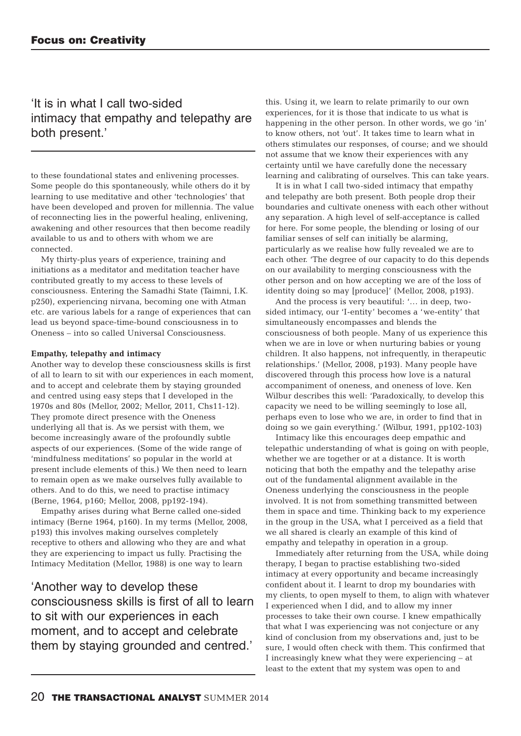'It is in what I call two-sided intimacy that empathy and telepathy are both present.'

to these foundational states and enlivening processes. Some people do this spontaneously, while others do it by learning to use meditative and other 'technologies' that have been developed and proven for millennia. The value of reconnecting lies in the powerful healing, enlivening, awakening and other resources that then become readily available to us and to others with whom we are connected.

My thirty-plus years of experience, training and initiations as a meditator and meditation teacher have contributed greatly to my access to these levels of consciousness. Entering the Samadhi State (Taimni, I.K. p250), experiencing nirvana, becoming one with Atman etc. are various labels for a range of experiences that can lead us beyond space-time-bound consciousness in to Oneness – into so called Universal Consciousness.

**Empathy, telepathy and intimacy**

Another way to develop these consciousness skills is first of all to learn to sit with our experiences in each moment, and to accept and celebrate them by staying grounded and centred using easy steps that I developed in the 1970s and 80s (Mellor, 2002; Mellor, 2011, Chs11-12). They promote direct presence with the Oneness underlying all that is. As we persist with them, we become increasingly aware of the profoundly subtle aspects of our experiences. (Some of the wide range of 'mindfulness meditations' so popular in the world at present include elements of this.) We then need to learn to remain open as we make ourselves fully available to others. And to do this, we need to practise intimacy (Berne, 1964, p160; Mellor, 2008, pp192-194).

Empathy arises during what Berne called one-sided intimacy (Berne 1964, p160). In my terms (Mellor, 2008, p193) this involves making ourselves completely receptive to others and allowing who they are and what they are experiencing to impact us fully. Practising the Intimacy Meditation (Mellor, 1988) is one way to learn

'Another way to develop these consciousness skills is first of all to learn to sit with our experiences in each moment, and to accept and celebrate them by staying grounded and centred.'

this. Using it, we learn to relate primarily to our own experiences, for it is those that indicate to us what is happening in the other person. In other words, we go 'in' to know others, not 'out'. It takes time to learn what in others stimulates our responses, of course; and we should not assume that we know their experiences with any certainty until we have carefully done the necessary learning and calibrating of ourselves. This can take years.

It is in what I call two-sided intimacy that empathy and telepathy are both present. Both people drop their boundaries and cultivate oneness with each other without any separation. A high level of self-acceptance is called for here. For some people, the blending or losing of our familiar senses of self can initially be alarming, particularly as we realise how fully revealed we are to each other. 'The degree of our capacity to do this depends on our availability to merging consciousness with the other person and on how accepting we are of the loss of identity doing so may [produce]' (Mellor, 2008, p193).

And the process is very beautiful: '… in deep, two-sided intimacy, our 'I-entity' becomes a 'we-entity' that simultaneously encompasses and blends the consciousness of both people. Many of us experience this when we are in love or when nurturing babies or young children. It also happens, not infrequently, in therapeutic relationships.' (Mellor, 2008, p193). Many people have discovered through this process how love is a natural accompaniment of oneness, and oneness of love. Ken Wilbur describes this well: 'Paradoxically, to develop this capacity we need to be willing seemingly to lose all, perhaps even to lose who we are, in order to find that in doing so we gain everything.' (Wilbur, 1991, pp102-103)

Intimacy like this encourages deep empathic and telepathic understanding of what is going on with people, whether we are together or at a distance. It is worth noticing that both the empathy and the telepathy arise out of the fundamental alignment available in the Oneness underlying the consciousness in the people involved. It is not from something transmitted between them in space and time. Thinking back to my experience in the group in the USA, what I perceived as a field that we all shared is clearly an example of this kind of empathy and telepathy in operation in a group.

Immediately after returning from the USA, while doing therapy, I began to practise establishing two-sided intimacy at every opportunity and became increasingly confident about it. I learnt to drop my boundaries with my clients, to open myself to them, to align with whatever I experienced when I did, and to allow my inner processes to take their own course. I knew empathically that what I was experiencing was not conjecture or any kind of conclusion from my observations and, just to be sure, I would often check with them. This confirmed that I increasingly knew what they were experiencing – at least to the extent that my system was open to and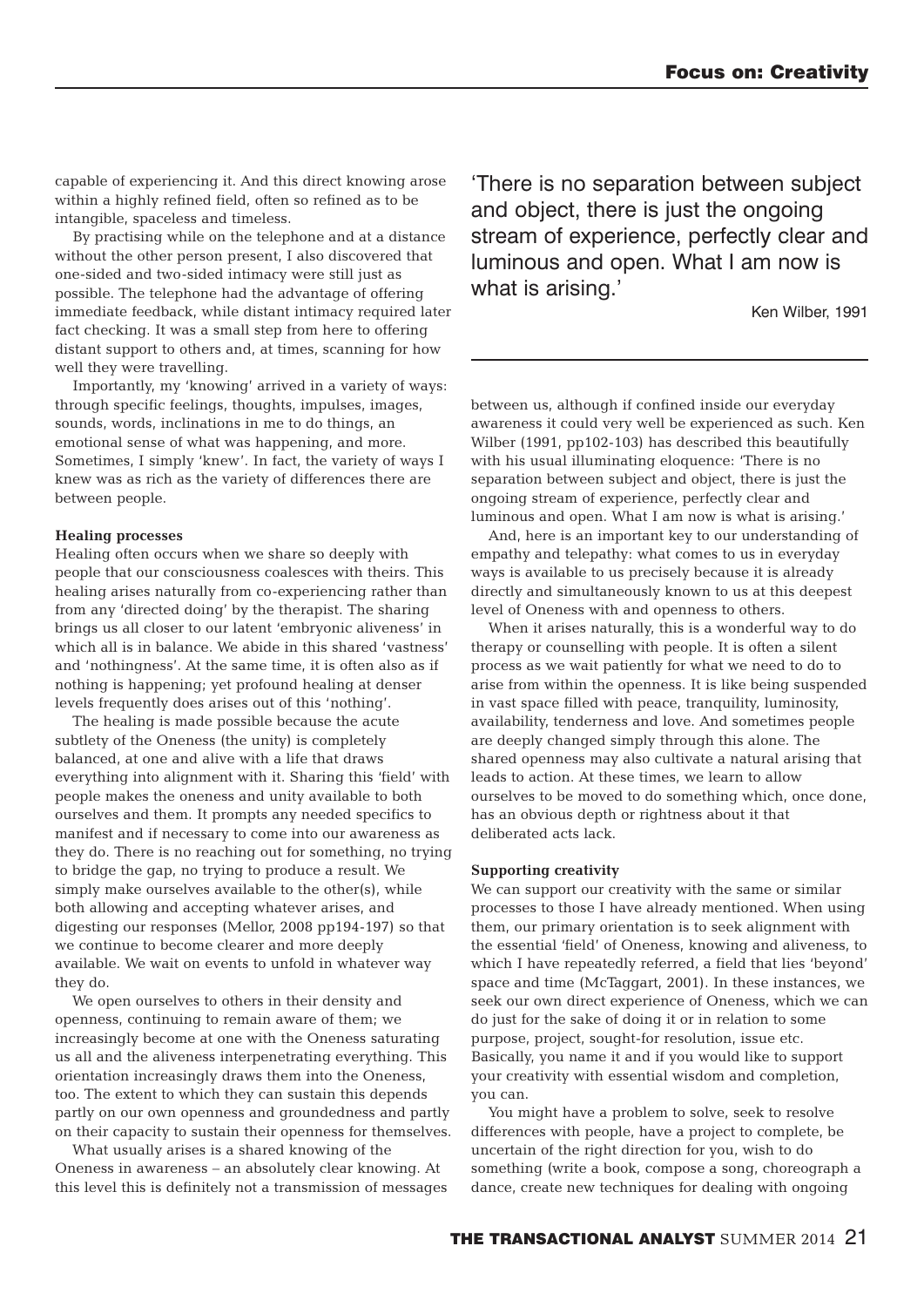capable of experiencing it. And this direct knowing arose within a highly refined field, often so refined as to be intangible, spaceless and timeless.

By practising while on the telephone and at a distance without the other person present, I also discovered that one-sided and two-sided intimacy were still just as possible. The telephone had the advantage of offering immediate feedback, while distant intimacy required later fact checking. It was a small step from here to offering distant support to others and, at times, scanning for how well they were travelling.

Importantly, my 'knowing' arrived in a variety of ways: through specific feelings, thoughts, impulses, images, sounds, words, inclinations in me to do things, an emotional sense of what was happening, and more. Sometimes, I simply 'knew'. In fact, the variety of ways I knew was as rich as the variety of differences there are between people.

**Healing processes**

Healing often occurs when we share so deeply with people that our consciousness coalesces with theirs. This healing arises naturally from co-experiencing rather than from any 'directed doing' by the therapist. The sharing brings us all closer to our latent 'embryonic aliveness' in which all is in balance. We abide in this shared 'vastness' and 'nothingness'. At the same time, it is often also as if nothing is happening; yet profound healing at denser levels frequently does arises out of this 'nothing'.

The healing is made possible because the acute subtlety of the Oneness (the unity) is completely balanced, at one and alive with a life that draws everything into alignment with it. Sharing this 'field' with people makes the oneness and unity available to both ourselves and them. It prompts any needed specifics to manifest and if necessary to come into our awareness as they do. There is no reaching out for something, no trying to bridge the gap, no trying to produce a result. We simply make ourselves available to the other(s), while both allowing and accepting whatever arises, and digesting our responses (Mellor, 2008 pp194-197) so that we continue to become clearer and more deeply available. We wait on events to unfold in whatever way they do.

We open ourselves to others in their density and openness, continuing to remain aware of them; we increasingly become at one with the Oneness saturating us all and the aliveness interpenetrating everything. This orientation increasingly draws them into the Oneness, too. The extent to which they can sustain this depends partly on our own openness and groundedness and partly on their capacity to sustain their openness for themselves.

What usually arises is a shared knowing of the Oneness in awareness – an absolutely clear knowing. At this level this is definitely not a transmission of messages between us, although if confined inside our everyday awareness it could very well be experienced as such. Ken Wilber (1991, pp102-103) has described this beautifully with his usual illuminating eloquence: 'There is no separation between subject and object, there is just the ongoing stream of experience, perfectly clear and luminous and open. What I am now is what is arising.'

> 'There is no separation between subject and object, there is just the ongoing stream of experience, perfectly clear and luminous and open. What I am now is what is arising.'
>
> Ken Wilber, 1991

And, here is an important key to our understanding of empathy and telepathy: what comes to us in everyday ways is available to us precisely because it is already directly and simultaneously known to us at this deepest level of Oneness with and openness to others.

When it arises naturally, this is a wonderful way to do therapy or counselling with people. It is often a silent process as we wait patiently for what we need to do to arise from within the openness. It is like being suspended in vast space filled with peace, tranquility, luminosity, availability, tenderness and love. And sometimes people are deeply changed simply through this alone. The shared openness may also cultivate a natural arising that leads to action. At these times, we learn to allow ourselves to be moved to do something which, once done, has an obvious depth or rightness about it that deliberated acts lack.

**Supporting creativity**

We can support our creativity with the same or similar processes to those I have already mentioned. When using them, our primary orientation is to seek alignment with the essential 'field' of Oneness, knowing and aliveness, to which I have repeatedly referred, a field that lies 'beyond' space and time (McTaggart, 2001). In these instances, we seek our own direct experience of Oneness, which we can do just for the sake of doing it or in relation to some purpose, project, sought-for resolution, issue etc. Basically, you name it and if you would like to support your creativity with essential wisdom and completion, you can.

You might have a problem to solve, seek to resolve differences with people, have a project to complete, be uncertain of the right direction for you, wish to do something (write a book, compose a song, choreograph a dance, create new techniques for dealing with ongoing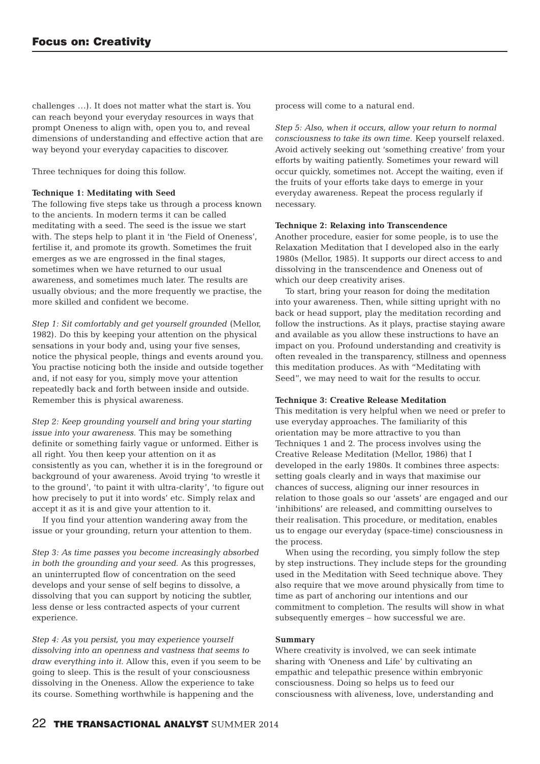challenges …). It does not matter what the start is. You can reach beyond your everyday resources in ways that prompt Oneness to align with, open you to, and reveal dimensions of understanding and effective action that are way beyond your everyday capacities to discover.

Three techniques for doing this follow.

**Technique 1: Meditating with Seed**

The following five steps take us through a process known to the ancients. In modern terms it can be called meditating with a seed. The seed is the issue we start with. The steps help to plant it in 'the Field of Oneness', fertilise it, and promote its growth. Sometimes the fruit emerges as we are engrossed in the final stages, sometimes when we have returned to our usual awareness, and sometimes much later. The results are usually obvious; and the more frequently we practise, the more skilled and confident we become.

*Step 1: Sit comfortably and get yourself grounded* (Mellor, 1982). Do this by keeping your attention on the physical sensations in your body and, using your five senses, notice the physical people, things and events around you. You practise noticing both the inside and outside together and, if not easy for you, simply move your attention repeatedly back and forth between inside and outside. Remember this is physical awareness.

*Step 2: Keep grounding yourself and bring your starting issue into your awareness.* This may be something definite or something fairly vague or unformed. Either is all right. You then keep your attention on it as consistently as you can, whether it is in the foreground or background of your awareness. Avoid trying 'to wrestle it to the ground', 'to paint it with ultra-clarity', 'to figure out how precisely to put it into words' etc. Simply relax and accept it as it is and give your attention to it.

If you find your attention wandering away from the issue or your grounding, return your attention to them.

*Step 3: As time passes you become increasingly absorbed in both the grounding and your seed.* As this progresses, an uninterrupted flow of concentration on the seed develops and your sense of self begins to dissolve, a dissolving that you can support by noticing the subtler, less dense or less contracted aspects of your current experience.

*Step 4: As you persist, you may experience yourself dissolving into an openness and vastness that seems to draw everything into it.* Allow this, even if you seem to be going to sleep. This is the result of your consciousness dissolving in the Oneness. Allow the experience to take its course. Something worthwhile is happening and the process will come to a natural end.

*Step 5: Also, when it occurs, allow your return to normal consciousness to take its own time.* Keep yourself relaxed. Avoid actively seeking out 'something creative' from your efforts by waiting patiently. Sometimes your reward will occur quickly, sometimes not. Accept the waiting, even if the fruits of your efforts take days to emerge in your everyday awareness. Repeat the process regularly if necessary.

**Technique 2: Relaxing into Transcendence**

Another procedure, easier for some people, is to use the Relaxation Meditation that I developed also in the early 1980s (Mellor, 1985). It supports our direct access to and dissolving in the transcendence and Oneness out of which our deep creativity arises.

To start, bring your reason for doing the meditation into your awareness. Then, while sitting upright with no back or head support, play the meditation recording and follow the instructions. As it plays, practise staying aware and available as you allow these instructions to have an impact on you. Profound understanding and creativity is often revealed in the transparency, stillness and openness this meditation produces. As with "Meditating with Seed", we may need to wait for the results to occur.

**Technique 3: Creative Release Meditation**

This meditation is very helpful when we need or prefer to use everyday approaches. The familiarity of this orientation may be more attractive to you than Techniques 1 and 2. The process involves using the Creative Release Meditation (Mellor, 1986) that I developed in the early 1980s. It combines three aspects: setting goals clearly and in ways that maximise our chances of success, aligning our inner resources in relation to those goals so our 'assets' are engaged and our 'inhibitions' are released, and committing ourselves to their realisation. This procedure, or meditation, enables us to engage our everyday (space-time) consciousness in the process.

When using the recording, you simply follow the step by step instructions. They include steps for the grounding used in the Meditation with Seed technique above. They also require that we move around physically from time to time as part of anchoring our intentions and our commitment to completion. The results will show in what subsequently emerges – how successful we are.

**Summary**

Where creativity is involved, we can seek intimate sharing with 'Oneness and Life' by cultivating an empathic and telepathic presence within embryonic consciousness. Doing so helps us to feed our consciousness with aliveness, love, understanding and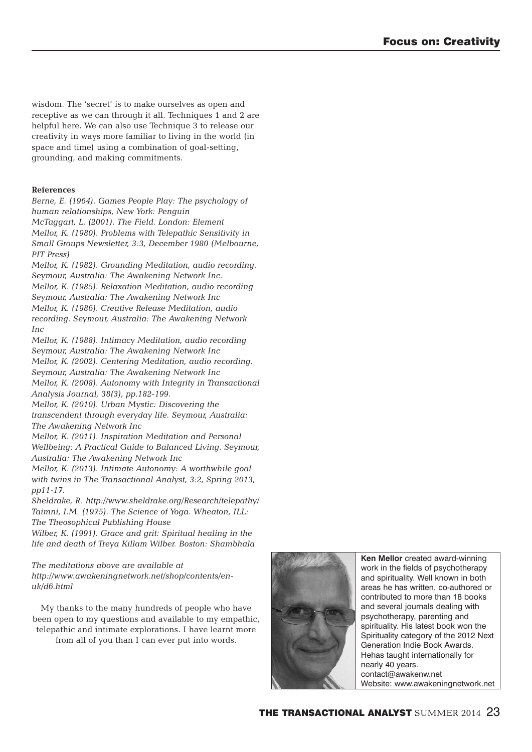wisdom. The 'secret' is to make ourselves as open and receptive as we can through it all. Techniques 1 and 2 are helpful here. We can also use Technique 3 to release our creativity in ways more familiar to living in the world (in space and time) using a combination of goal-setting, grounding, and making commitments.

**References**

*Berne, E. (1964). Games People Play: The psychology of human relationships, New York: Penguin*

*McTaggart, L. (2001). The Field. London: Element*

*Mellor, K. (1980). Problems with Telepathic Sensitivity in Small Groups Newsletter, 3:3, December 1980 (Melbourne, PIT Press)*

*Mellor, K. (1982). Grounding Meditation, audio recording. Seymour, Australia: The Awakening Network Inc.*

*Mellor, K. (1985). Relaxation Meditation, audio recording Seymour, Australia: The Awakening Network Inc*

*Mellor, K. (1986). Creative Release Meditation, audio recording. Seymour, Australia: The Awakening Network Inc*

*Mellor, K. (1988). Intimacy Meditation, audio recording Seymour, Australia: The Awakening Network Inc*

*Mellor, K. (2002). Centering Meditation, audio recording. Seymour, Australia: The Awakening Network Inc*

*Mellor, K. (2008). Autonomy with Integrity in Transactional Analysis Journal, 38(3), pp.182-199.*

*Mellor, K. (2010). Urban Mystic: Discovering the transcendent through everyday life. Seymour, Australia: The Awakening Network Inc*

*Mellor, K. (2011). Inspiration Meditation and Personal Wellbeing: A Practical Guide to Balanced Living. Seymour, Australia: The Awakening Network Inc*

*Mellor, K. (2013). Intimate Autonomy: A worthwhile goal with twins in The Transactional Analyst, 3:2, Spring 2013, pp11-17.*

*Sheldrake, R. http://www.sheldrake.org/Research/telepathy/*

*Taimni, I.M. (1975). The Science of Yoga. Wheaton, ILL: The Theosophical Publishing House*

*Wilber, K. (1991). Grace and grit: Spiritual healing in the life and death of Treya Killam Wilber. Boston: Shambhala*

*The meditations above are available at http://www.awakeningnetwork.net/shop/contents/en-uk/d6.html*

My thanks to the many hundreds of people who have been open to my questions and available to my empathic, telepathic and intimate explorations. I have learnt more from all of you than I can ever put into words.

**Ken Mellor** created award-winning work in the fields of psychotherapy and spirituality. Well known in both areas he has written, co-authored or contributed to more than 18 books and several journals dealing with psychotherapy, parenting and spirituality. His latest book won the Spirituality category of the 2012 Next Generation Indie Book Awards. Hehas taught internationally for nearly 40 years.
contact@awakenw.net
Website: www.awakeningnetwork.net